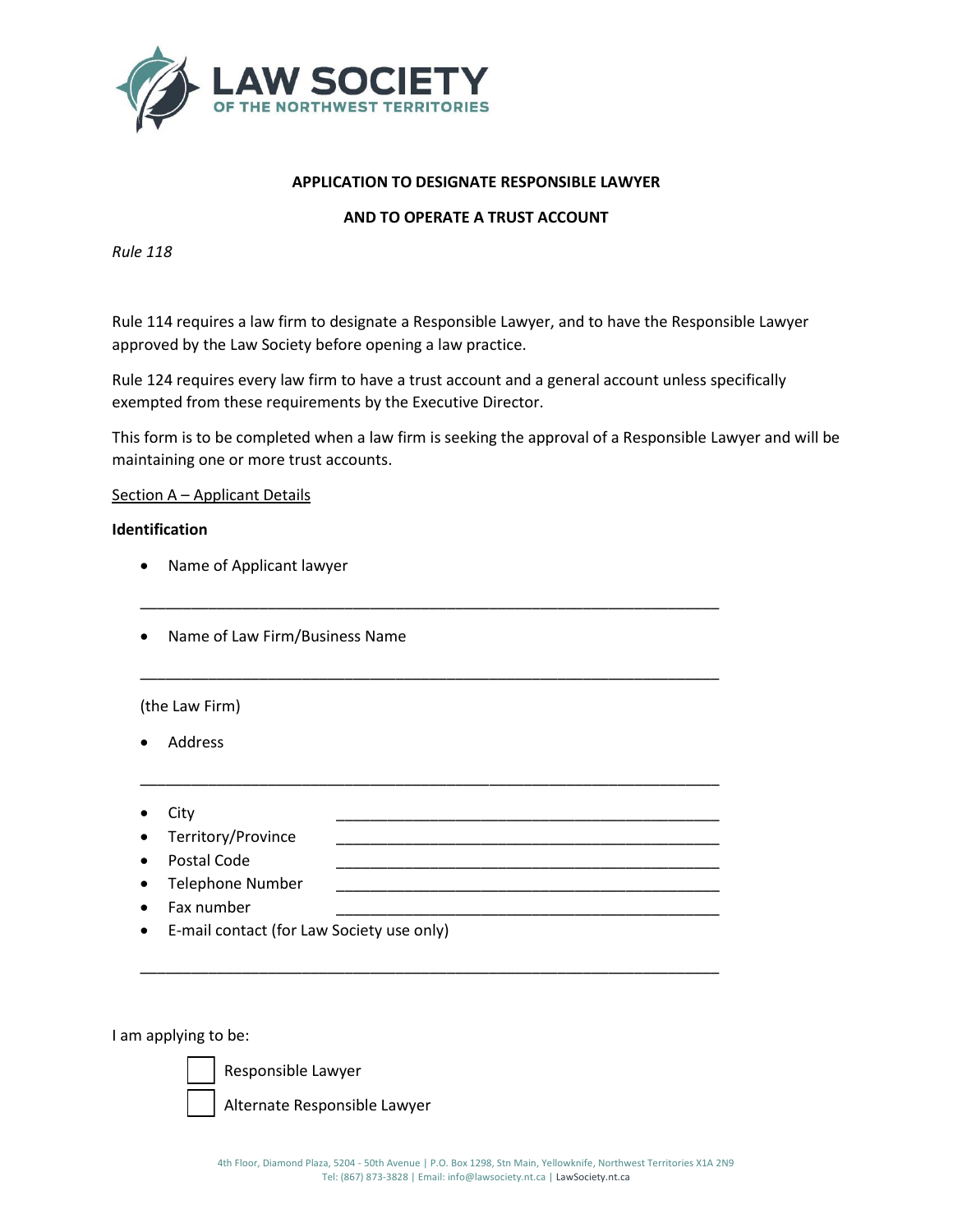LAW SOCIETY
OF THE NORTHWEST TERRITORIES

**APPLICATION TO DESIGNATE RESPONSIBLE LAWYER**

**AND TO OPERATE A TRUST ACCOUNT**

*Rule 118*

Rule 114 requires a law firm to designate a Responsible Lawyer, and to have the Responsible Lawyer approved by the Law Society before opening a law practice.

Rule 124 requires every law firm to have a trust account and a general account unless specifically exempted from these requirements by the Executive Director.

This form is to be completed when a law firm is seeking the approval of a Responsible Lawyer and will be maintaining one or more trust accounts.

Section A – Applicant Details

**Identification**

- Name of Applicant lawyer

______________________________________________________________________

- Name of Law Firm/Business Name

______________________________________________________________________

(the Law Firm)

- Address

______________________________________________________________________

- City ______________________________________________
- Territory/Province ______________________________________________
- Postal Code ______________________________________________
- Telephone Number ______________________________________________
- Fax number ______________________________________________
- E-mail contact (for Law Society use only)

______________________________________________________________________

I am applying to be:

☐ Responsible Lawyer

☐ Alternate Responsible Lawyer

4th Floor, Diamond Plaza, 5204 - 50th Avenue | P.O. Box 1298, Stn Main, Yellowknife, Northwest Territories X1A 2N9
Tel: (867) 873-3828 | Email: info@lawsociety.nt.ca | LawSociety.nt.ca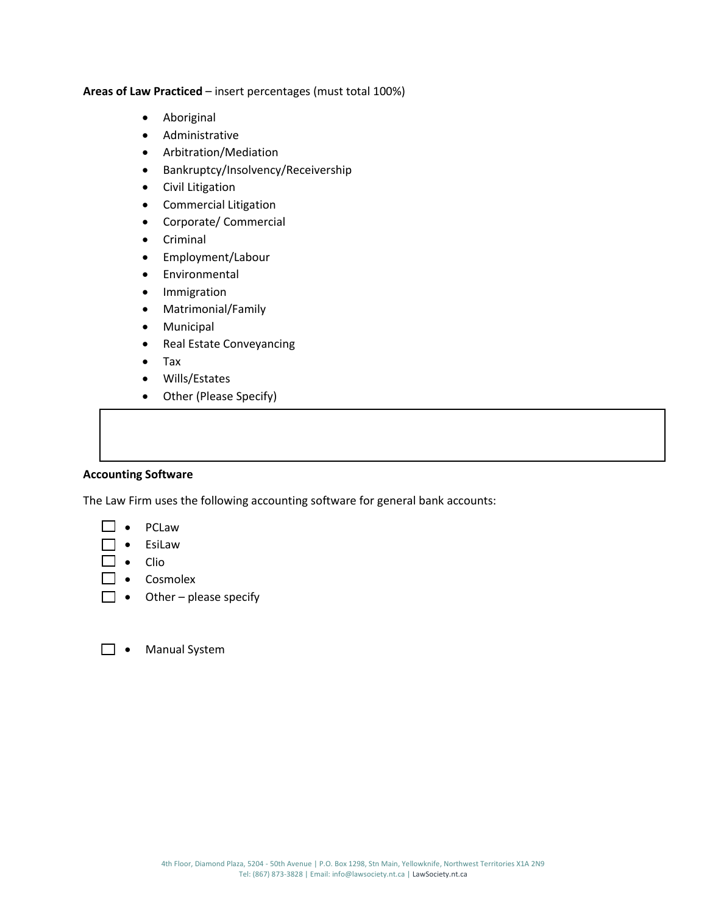**Areas of Law Practiced** – insert percentages (must total 100%)

- Aboriginal
- Administrative
- Arbitration/Mediation
- Bankruptcy/Insolvency/Receivership
- Civil Litigation
- Commercial Litigation
- Corporate/ Commercial
- Criminal
- Employment/Labour
- Environmental
- Immigration
- Matrimonial/Family
- Municipal
- Real Estate Conveyancing
- Tax
- Wills/Estates
- Other (Please Specify)

**Accounting Software**

The Law Firm uses the following accounting software for general bank accounts:

- ☐ PCLaw
- ☐ EsiLaw
- ☐ Clio
- ☐ Cosmolex
- ☐ Other – please specify

- ☐ Manual System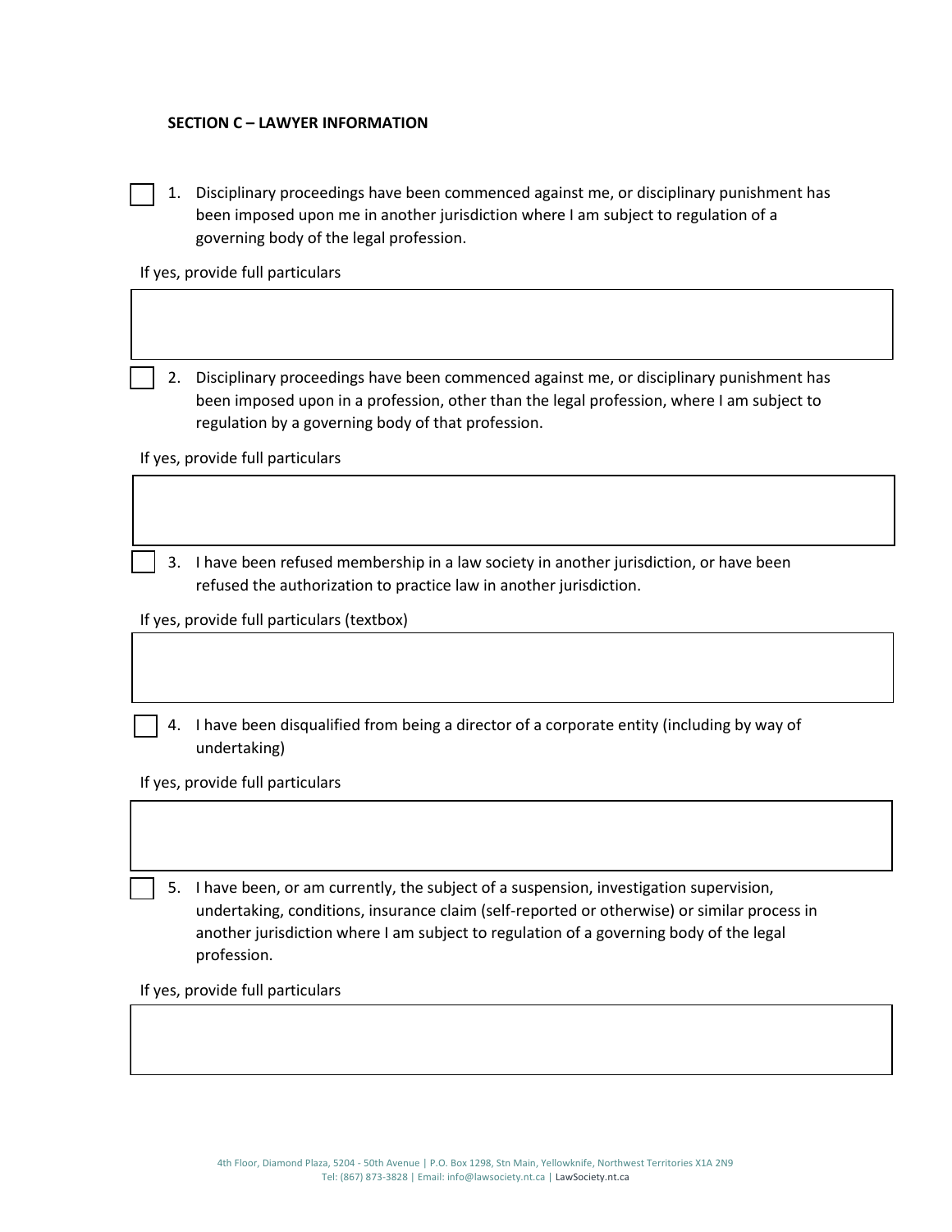**SECTION C – LAWYER INFORMATION**

☐ 1. Disciplinary proceedings have been commenced against me, or disciplinary punishment has been imposed upon me in another jurisdiction where I am subject to regulation of a governing body of the legal profession.

If yes, provide full particulars

☐ 2. Disciplinary proceedings have been commenced against me, or disciplinary punishment has been imposed upon in a profession, other than the legal profession, where I am subject to regulation by a governing body of that profession.

If yes, provide full particulars

☐ 3. I have been refused membership in a law society in another jurisdiction, or have been refused the authorization to practice law in another jurisdiction.

If yes, provide full particulars (textbox)

☐ 4. I have been disqualified from being a director of a corporate entity (including by way of undertaking)

If yes, provide full particulars

☐ 5. I have been, or am currently, the subject of a suspension, investigation supervision, undertaking, conditions, insurance claim (self-reported or otherwise) or similar process in another jurisdiction where I am subject to regulation of a governing body of the legal profession.

If yes, provide full particulars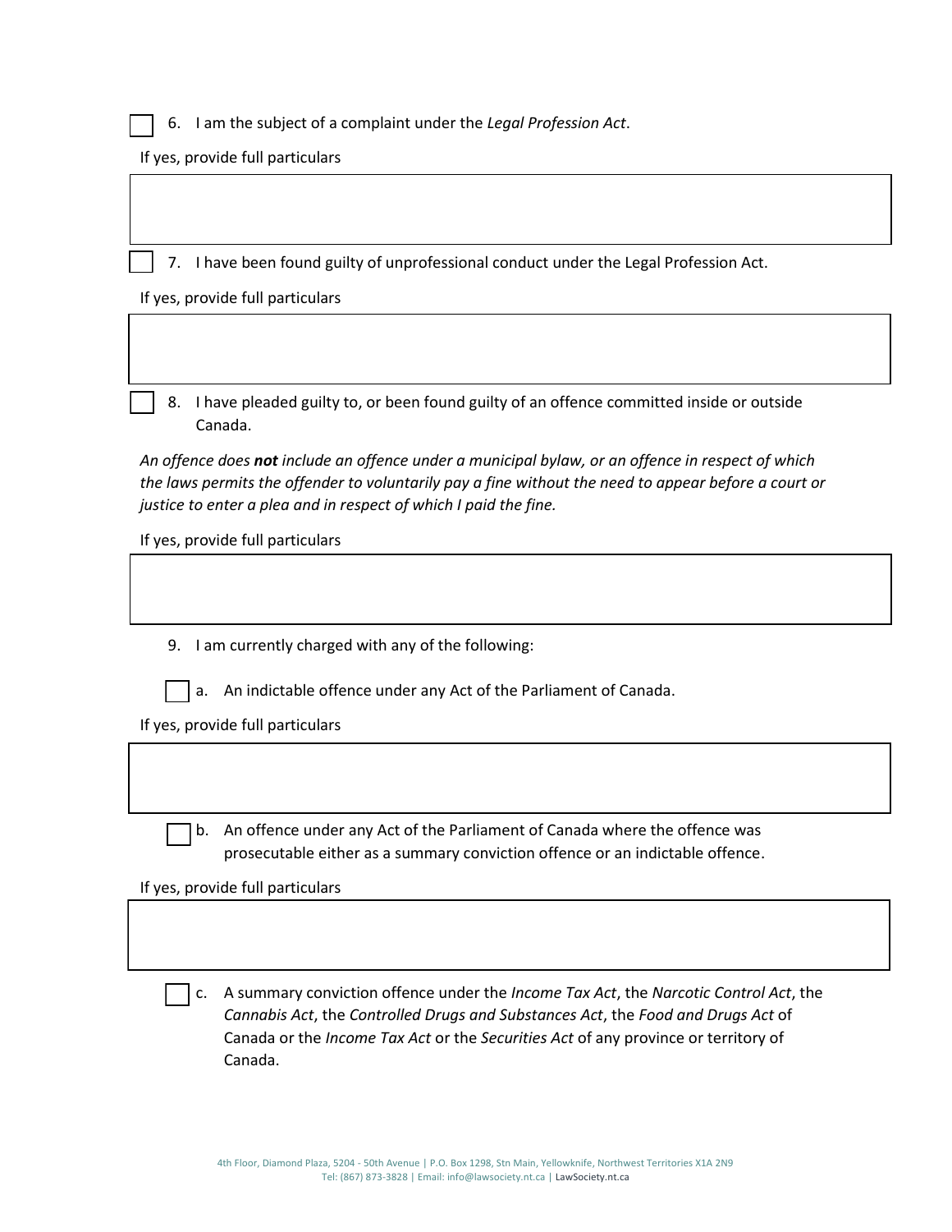- [ ] 6. I am the subject of a complaint under the *Legal Profession Act*.

If yes, provide full particulars

| |
|---|
| |

- [ ] 7. I have been found guilty of unprofessional conduct under the Legal Profession Act.

If yes, provide full particulars

| |
|---|
| |

- [ ] 8. I have pleaded guilty to, or been found guilty of an offence committed inside or outside Canada.

*An offence does **not** include an offence under a municipal bylaw, or an offence in respect of which the laws permits the offender to voluntarily pay a fine without the need to appear before a court or justice to enter a plea and in respect of which I paid the fine.*

If yes, provide full particulars

| |
|---|
| |

9. I am currently charged with any of the following:

- [ ] a. An indictable offence under any Act of the Parliament of Canada.

If yes, provide full particulars

| |
|---|
| |

- [ ] b. An offence under any Act of the Parliament of Canada where the offence was prosecutable either as a summary conviction offence or an indictable offence.

If yes, provide full particulars

| |
|---|
| |

- [ ] c. A summary conviction offence under the *Income Tax Act*, the *Narcotic Control Act*, the *Cannabis Act*, the *Controlled Drugs and Substances Act*, the *Food and Drugs Act* of Canada or the *Income Tax Act* or the *Securities Act* of any province or territory of Canada.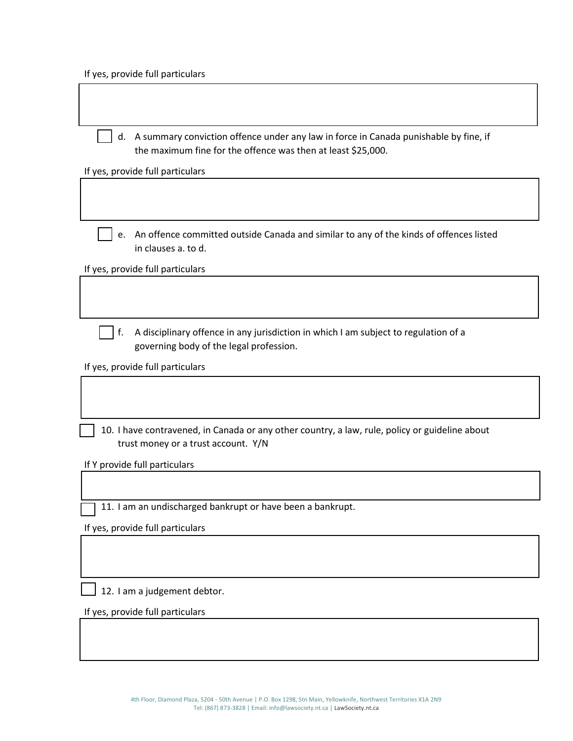If yes, provide full particulars

- [ ] d. A summary conviction offence under any law in force in Canada punishable by fine, if the maximum fine for the offence was then at least $25,000.

If yes, provide full particulars

- [ ] e. An offence committed outside Canada and similar to any of the kinds of offences listed in clauses a. to d.

If yes, provide full particulars

- [ ] f. A disciplinary offence in any jurisdiction in which I am subject to regulation of a governing body of the legal profession.

If yes, provide full particulars

- [ ] 10. I have contravened, in Canada or any other country, a law, rule, policy or guideline about trust money or a trust account. Y/N

If Y provide full particulars

- [ ] 11. I am an undischarged bankrupt or have been a bankrupt.

If yes, provide full particulars

- [ ] 12. I am a judgement debtor.

If yes, provide full particulars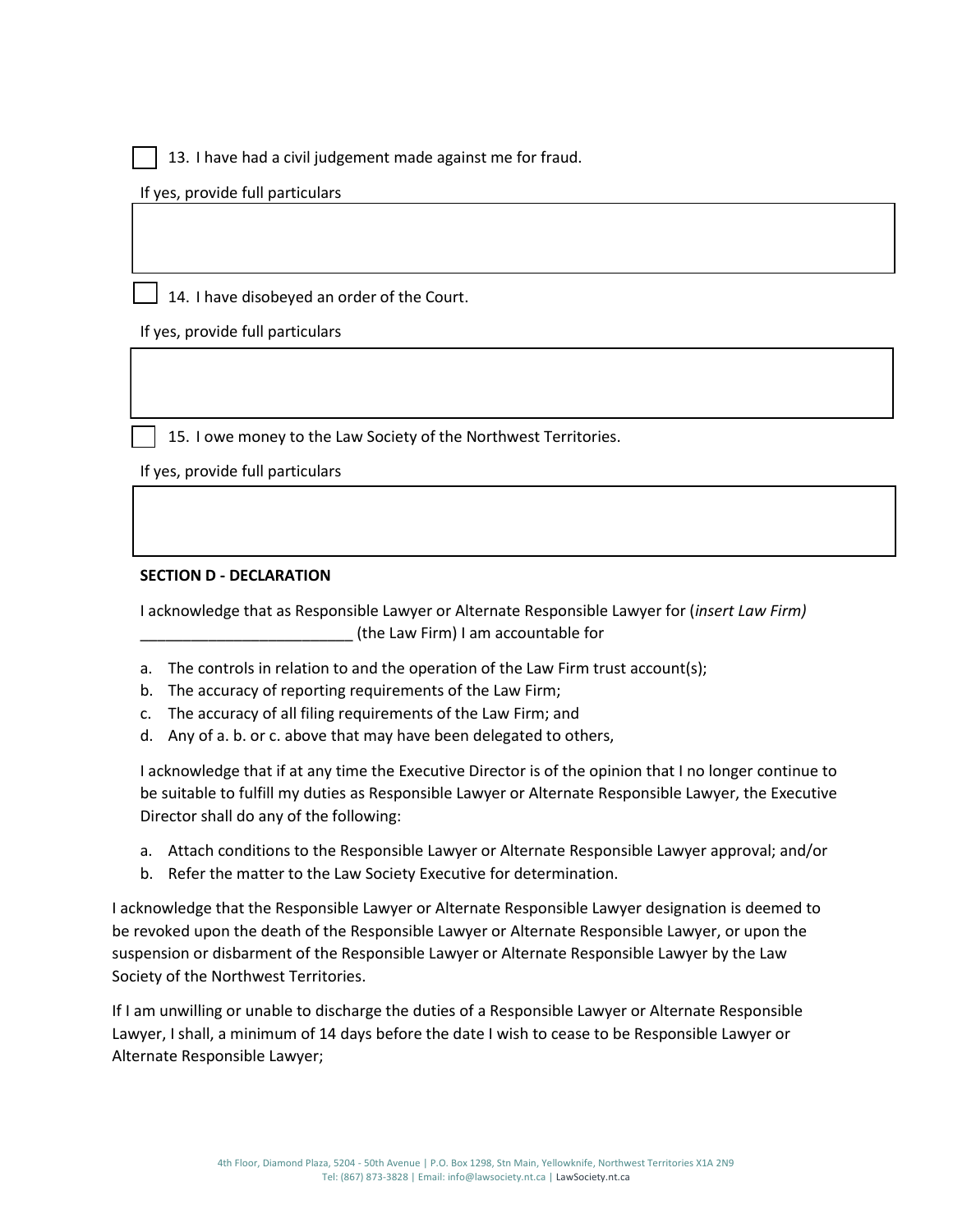☐ 13. I have had a civil judgement made against me for fraud.

If yes, provide full particulars

| |
|---|
| |

☐ 14. I have disobeyed an order of the Court.

If yes, provide full particulars

| |
|---|
| |

☐ 15. I owe money to the Law Society of the Northwest Territories.

If yes, provide full particulars

| |
|---|
| |

**SECTION D - DECLARATION**

I acknowledge that as Responsible Lawyer or Alternate Responsible Lawyer for (*insert Law Firm)* _________________________ (the Law Firm) I am accountable for

a. The controls in relation to and the operation of the Law Firm trust account(s);
b. The accuracy of reporting requirements of the Law Firm;
c. The accuracy of all filing requirements of the Law Firm; and
d. Any of a. b. or c. above that may have been delegated to others,

I acknowledge that if at any time the Executive Director is of the opinion that I no longer continue to be suitable to fulfill my duties as Responsible Lawyer or Alternate Responsible Lawyer, the Executive Director shall do any of the following:

a. Attach conditions to the Responsible Lawyer or Alternate Responsible Lawyer approval; and/or
b. Refer the matter to the Law Society Executive for determination.

I acknowledge that the Responsible Lawyer or Alternate Responsible Lawyer designation is deemed to be revoked upon the death of the Responsible Lawyer or Alternate Responsible Lawyer, or upon the suspension or disbarment of the Responsible Lawyer or Alternate Responsible Lawyer by the Law Society of the Northwest Territories.

If I am unwilling or unable to discharge the duties of a Responsible Lawyer or Alternate Responsible Lawyer, I shall, a minimum of 14 days before the date I wish to cease to be Responsible Lawyer or Alternate Responsible Lawyer;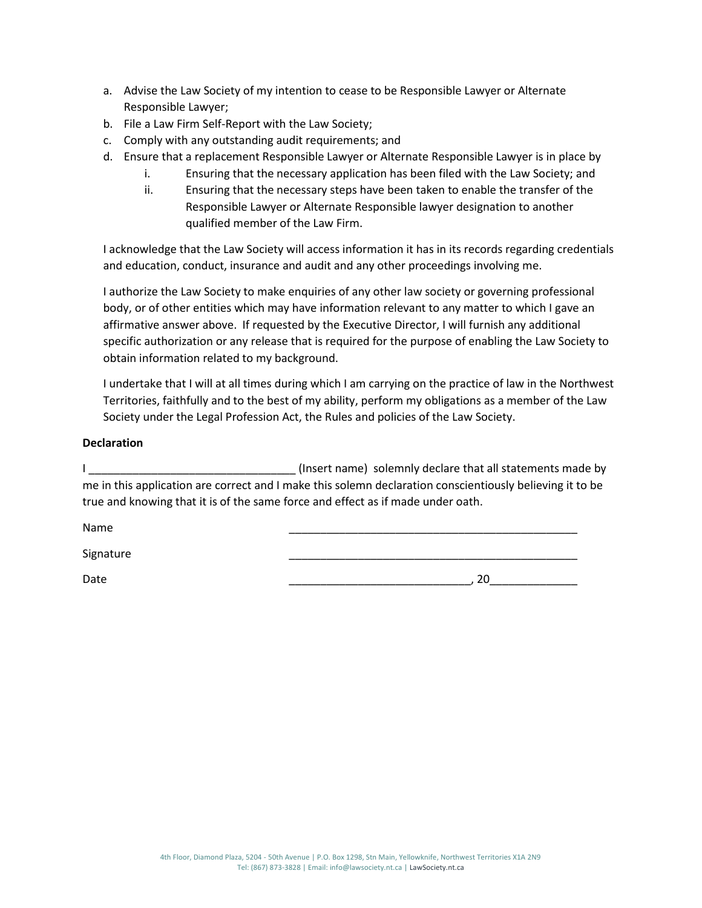a. Advise the Law Society of my intention to cease to be Responsible Lawyer or Alternate Responsible Lawyer;
b. File a Law Firm Self-Report with the Law Society;
c. Comply with any outstanding audit requirements; and
d. Ensure that a replacement Responsible Lawyer or Alternate Responsible Lawyer is in place by
    i. Ensuring that the necessary application has been filed with the Law Society; and
    ii. Ensuring that the necessary steps have been taken to enable the transfer of the Responsible Lawyer or Alternate Responsible lawyer designation to another qualified member of the Law Firm.

I acknowledge that the Law Society will access information it has in its records regarding credentials and education, conduct, insurance and audit and any other proceedings involving me.

I authorize the Law Society to make enquiries of any other law society or governing professional body, or of other entities which may have information relevant to any matter to which I gave an affirmative answer above. If requested by the Executive Director, I will furnish any additional specific authorization or any release that is required for the purpose of enabling the Law Society to obtain information related to my background.

I undertake that I will at all times during which I am carrying on the practice of law in the Northwest Territories, faithfully and to the best of my ability, perform my obligations as a member of the Law Society under the Legal Profession Act, the Rules and policies of the Law Society.

**Declaration**

I _________________________________ (Insert name) solemnly declare that all statements made by me in this application are correct and I make this solemn declaration conscientiously believing it to be true and knowing that it is of the same force and effect as if made under oath.

Name _______________________________________________

Signature _______________________________________________

Date ____________________________, 20_____________

4th Floor, Diamond Plaza, 5204 - 50th Avenue | P.O. Box 1298, Stn Main, Yellowknife, Northwest Territories X1A 2N9
Tel: (867) 873-3828 | Email: info@lawsociety.nt.ca | LawSociety.nt.ca